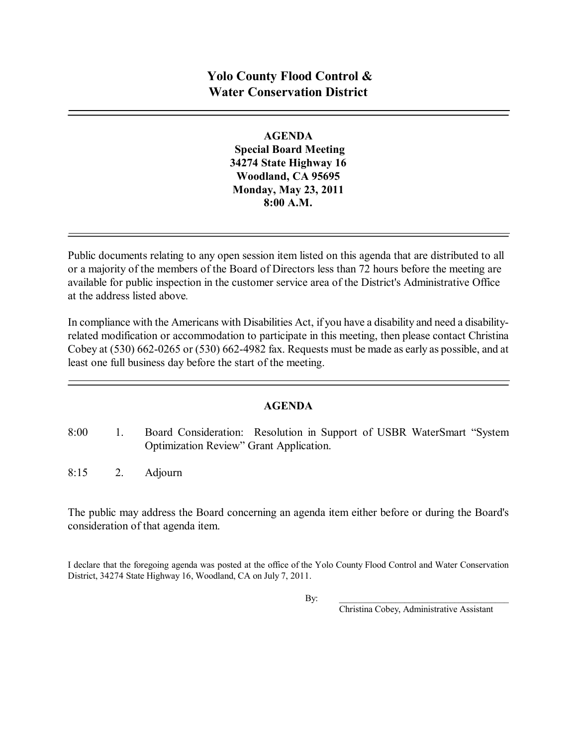# Yolo County Flood Control & Water Conservation District

---

**AGENDA**
**Special Board Meeting**
**34274 State Highway 16**
**Woodland, CA 95695**
**Monday, May 23, 2011**
**8:00 A.M.**

---

Public documents relating to any open session item listed on this agenda that are distributed to all or a majority of the members of the Board of Directors less than 72 hours before the meeting are available for public inspection in the customer service area of the District's Administrative Office at the address listed above.

In compliance with the Americans with Disabilities Act, if you have a disability and need a disability-related modification or accommodation to participate in this meeting, then please contact Christina Cobey at (530) 662-0265 or (530) 662-4982 fax. Requests must be made as early as possible, and at least one full business day before the start of the meeting.

---

## AGENDA

8:00 1. Board Consideration: Resolution in Support of USBR WaterSmart "System Optimization Review" Grant Application.

8:15 2. Adjourn

The public may address the Board concerning an agenda item either before or during the Board's consideration of that agenda item.

I declare that the foregoing agenda was posted at the office of the Yolo County Flood Control and Water Conservation District, 34274 State Highway 16, Woodland, CA on July 7, 2011.

By: ______________________________
Christina Cobey, Administrative Assistant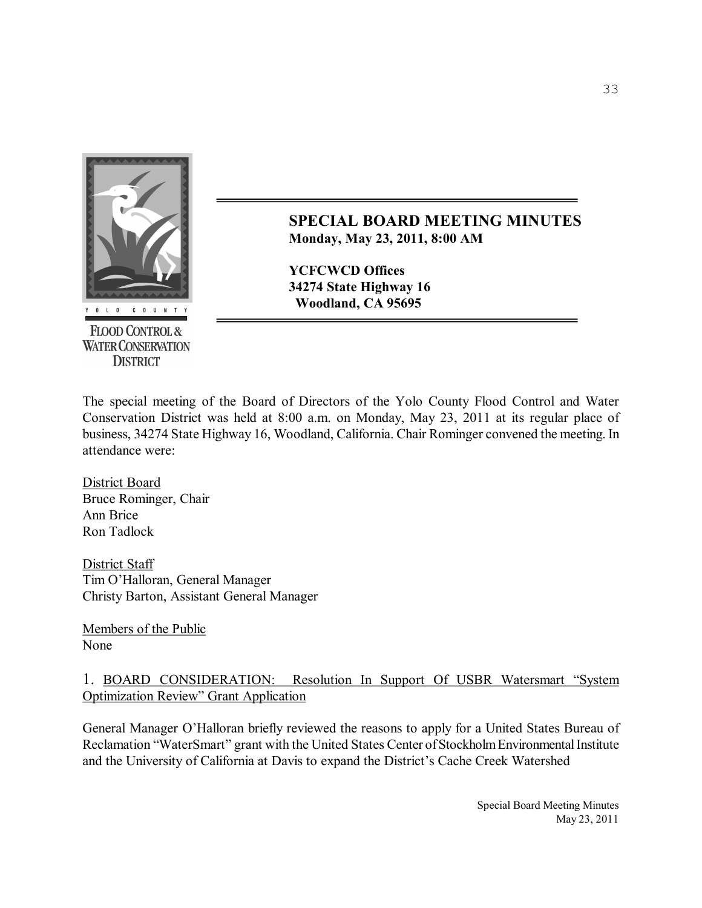## SPECIAL BOARD MEETING MINUTES

**Monday, May 23, 2011, 8:00 AM**

**YCFCWCD Offices**
**34274 State Highway 16**
**Woodland, CA 95695**

YOLO COUNTY
FLOOD CONTROL & WATER CONSERVATION DISTRICT

The special meeting of the Board of Directors of the Yolo County Flood Control and Water Conservation District was held at 8:00 a.m. on Monday, May 23, 2011 at its regular place of business, 34274 State Highway 16, Woodland, California. Chair Rominger convened the meeting. In attendance were:

District Board
Bruce Rominger, Chair
Ann Brice
Ron Tadlock

District Staff
Tim O'Halloran, General Manager
Christy Barton, Assistant General Manager

Members of the Public
None

1. BOARD CONSIDERATION: Resolution In Support Of USBR Watersmart "System Optimization Review" Grant Application

General Manager O'Halloran briefly reviewed the reasons to apply for a United States Bureau of Reclamation "WaterSmart" grant with the United States Center of Stockholm Environmental Institute and the University of California at Davis to expand the District's Cache Creek Watershed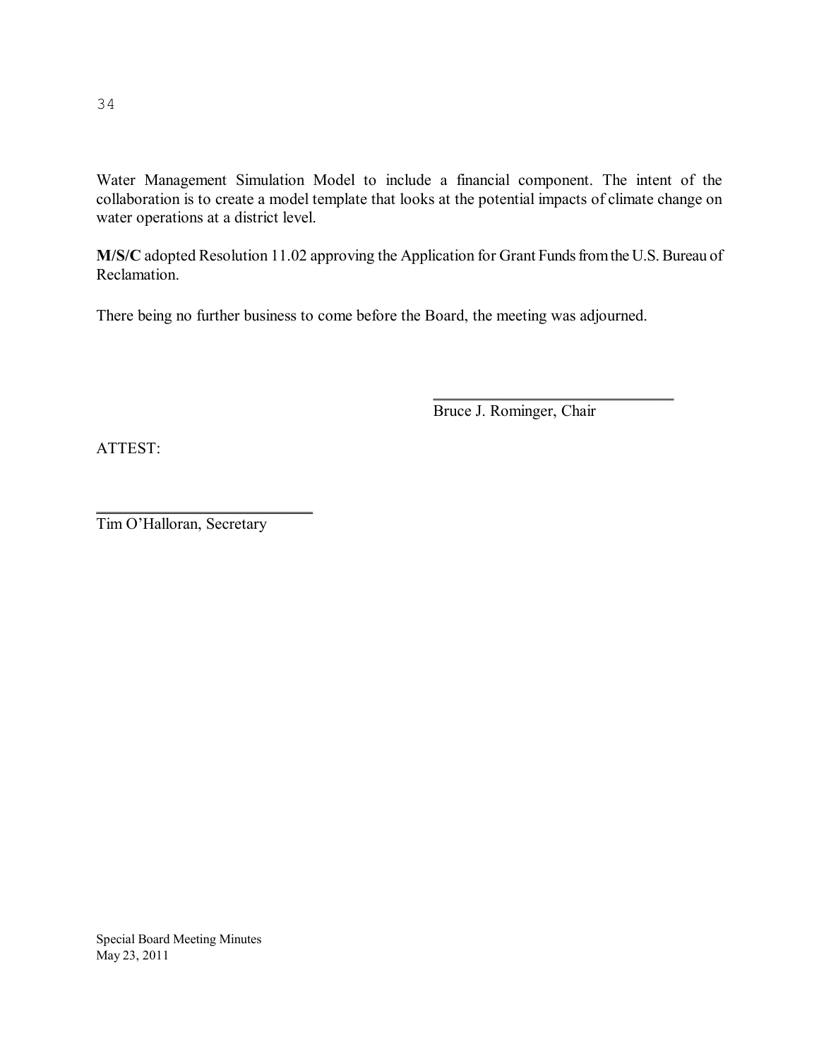Water Management Simulation Model to include a financial component. The intent of the collaboration is to create a model template that looks at the potential impacts of climate change on water operations at a district level.

**M/S/C** adopted Resolution 11.02 approving the Application for Grant Funds from the U.S. Bureau of Reclamation.

There being no further business to come before the Board, the meeting was adjourned.

\_\_\_\_\_\_\_\_\_\_\_\_\_\_\_\_\_\_\_\_\_\_\_\_\_\_\_\_\_\_
Bruce J. Rominger, Chair

ATTEST:

\_\_\_\_\_\_\_\_\_\_\_\_\_\_\_\_\_\_\_\_\_\_\_\_\_\_\_\_\_\_
Tim O'Halloran, Secretary